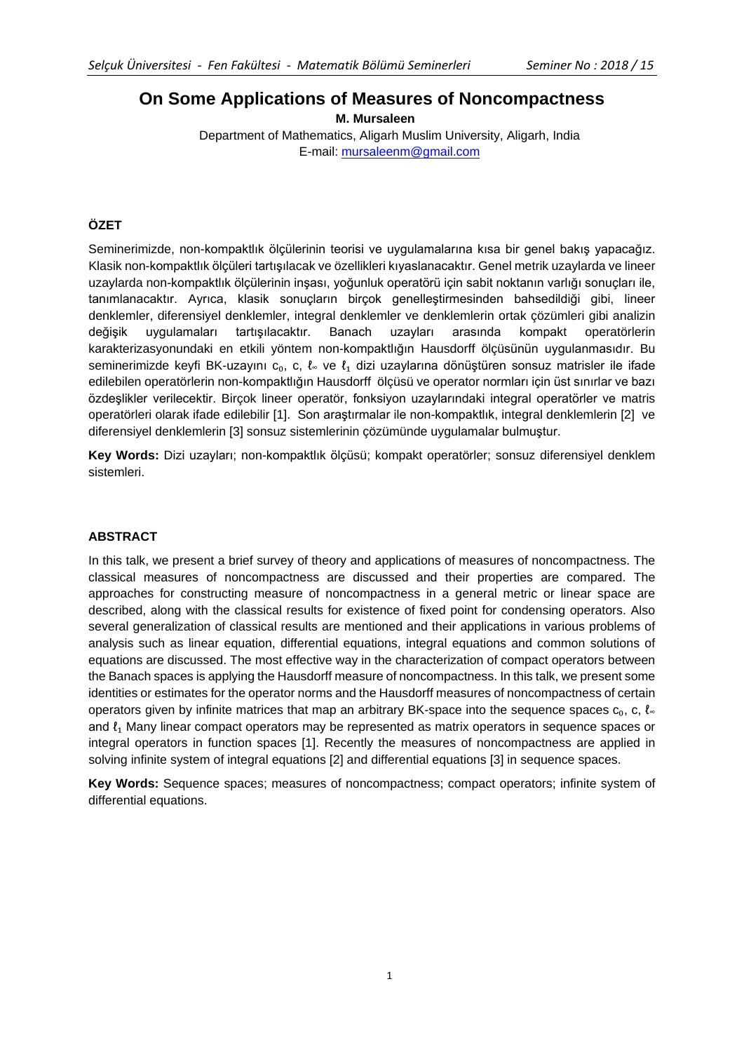# On Some Applications of Measures of Noncompactness

**M. Mursaleen**

Department of Mathematics, Aligarh Muslim University, Aligarh, India
E-mail: mursaleenm@gmail.com

## ÖZET

Seminerimizde, non-kompaktlık ölçülerinin teorisi ve uygulamalarına kısa bir genel bakış yapacağız. Klasik non-kompaktlık ölçüleri tartışılacak ve özellikleri kıyaslanacaktır. Genel metrik uzaylarda ve lineer uzaylarda non-kompaktlık ölçülerinin inşası, yoğunluk operatörü için sabit noktanın varlığı sonuçları ile, tanımlanacaktır. Ayrıca, klasik sonuçların birçok genelleştirmesinden bahsedildiği gibi, lineer denklemler, diferensiyel denklemler, integral denklemler ve denklemlerin ortak çözümleri gibi analizin değişik uygulamaları tartışılacaktır. Banach uzayları arasında kompakt operatörlerin karakterizasyonundaki en etkili yöntem non-kompaktlığın Hausdorff ölçüsünün uygulanmasıdır. Bu seminerimizde keyfi BK-uzayını $c_0$, c, $\ell_\infty$ ve $\ell_1$ dizi uzaylarına dönüştüren sonsuz matrisler ile ifade edilebilen operatörlerin non-kompaktlığın Hausdorff ölçüsü ve operator normları için üst sınırlar ve bazı özdeşlikler verilecektir. Birçok lineer operatör, fonksiyon uzaylarındaki integral operatörler ve matris operatörleri olarak ifade edilebilir [1]. Son araştırmalar ile non-kompaktlık, integral denklemlerin [2] ve diferensiyel denklemlerin [3] sonsuz sistemlerinin çözümünde uygulamalar bulmuştur.

**Key Words:** Dizi uzayları; non-kompaktlık ölçüsü; kompakt operatörler; sonsuz diferensiyel denklem sistemleri.

## ABSTRACT

In this talk, we present a brief survey of theory and applications of measures of noncompactness. The classical measures of noncompactness are discussed and their properties are compared. The approaches for constructing measure of noncompactness in a general metric or linear space are described, along with the classical results for existence of fixed point for condensing operators. Also several generalization of classical results are mentioned and their applications in various problems of analysis such as linear equation, differential equations, integral equations and common solutions of equations are discussed. The most effective way in the characterization of compact operators between the Banach spaces is applying the Hausdorff measure of noncompactness. In this talk, we present some identities or estimates for the operator norms and the Hausdorff measures of noncompactness of certain operators given by infinite matrices that map an arbitrary BK-space into the sequence spaces $c_0$, c, $\ell_\infty$ and $\ell_1$ Many linear compact operators may be represented as matrix operators in sequence spaces or integral operators in function spaces [1]. Recently the measures of noncompactness are applied in solving infinite system of integral equations [2] and differential equations [3] in sequence spaces.

**Key Words:** Sequence spaces; measures of noncompactness; compact operators; infinite system of differential equations.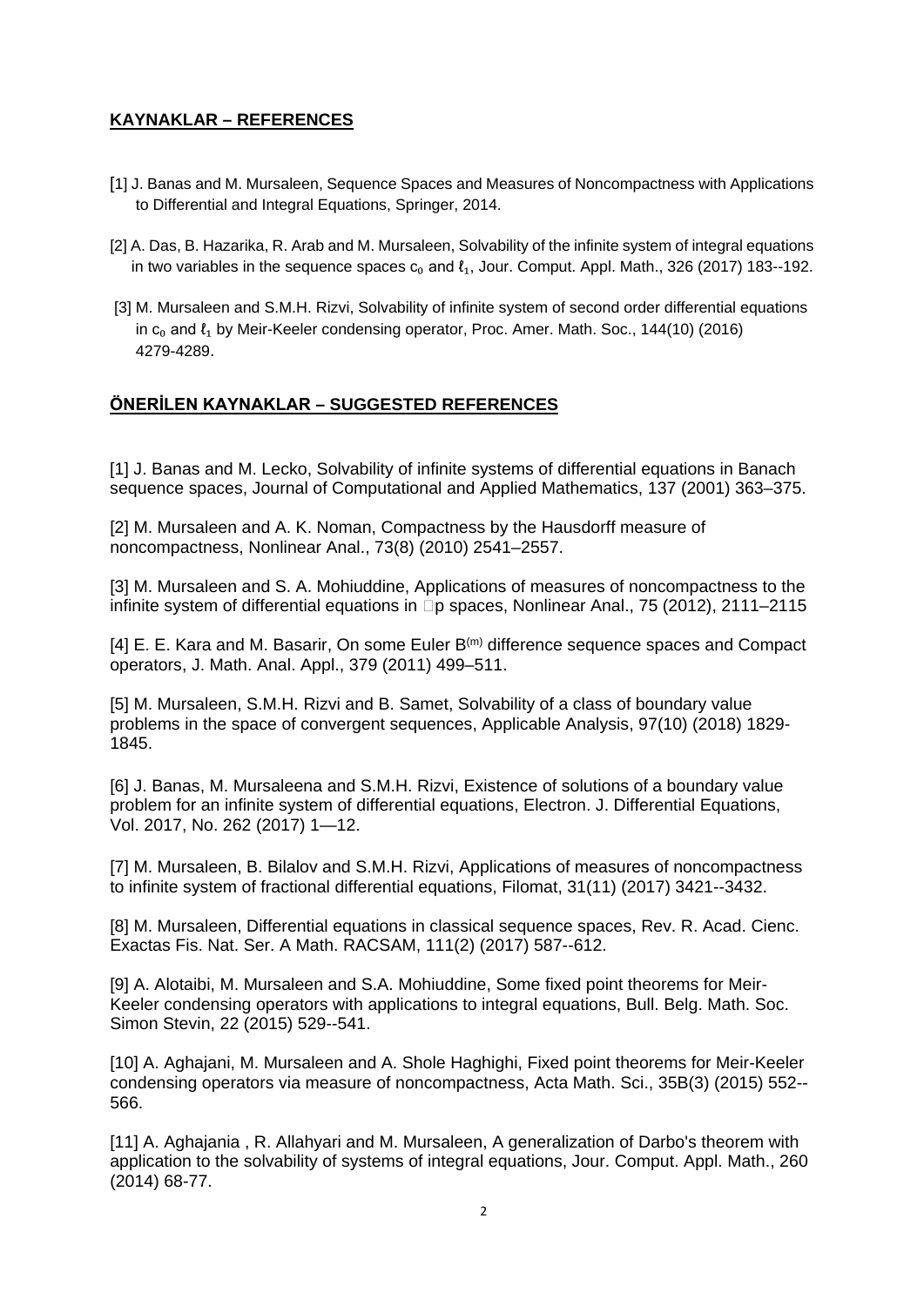## KAYNAKLAR – REFERENCES

[1] J. Banas and M. Mursaleen, Sequence Spaces and Measures of Noncompactness with Applications to Differential and Integral Equations, Springer, 2014.

[2] A. Das, B. Hazarika, R. Arab and M. Mursaleen, Solvability of the infinite system of integral equations in two variables in the sequence spaces $c_0$ and $\ell_1$, Jour. Comput. Appl. Math., 326 (2017) 183--192.

[3] M. Mursaleen and S.M.H. Rizvi, Solvability of infinite system of second order differential equations in $c_0$ and $\ell_1$ by Meir-Keeler condensing operator, Proc. Amer. Math. Soc., 144(10) (2016) 4279-4289.

## ÖNERİLEN KAYNAKLAR – SUGGESTED REFERENCES

[1] J. Banas and M. Lecko, Solvability of infinite systems of differential equations in Banach sequence spaces, Journal of Computational and Applied Mathematics, 137 (2001) 363–375.

[2] M. Mursaleen and A. K. Noman, Compactness by the Hausdorff measure of noncompactness, Nonlinear Anal., 73(8) (2010) 2541–2557.

[3] M. Mursaleen and S. A. Mohiuddine, Applications of measures of noncompactness to the infinite system of differential equations in $\ell_p$ spaces, Nonlinear Anal., 75 (2012), 2111–2115

[4] E. E. Kara and M. Basarir, On some Euler $B^{(m)}$ difference sequence spaces and Compact operators, J. Math. Anal. Appl., 379 (2011) 499–511.

[5] M. Mursaleen, S.M.H. Rizvi and B. Samet, Solvability of a class of boundary value problems in the space of convergent sequences, Applicable Analysis, 97(10) (2018) 1829-1845.

[6] J. Banas, M. Mursaleena and S.M.H. Rizvi, Existence of solutions of a boundary value problem for an infinite system of differential equations, Electron. J. Differential Equations, Vol. 2017, No. 262 (2017) 1—12.

[7] M. Mursaleen, B. Bilalov and S.M.H. Rizvi, Applications of measures of noncompactness to infinite system of fractional differential equations, Filomat, 31(11) (2017) 3421--3432.

[8] M. Mursaleen, Differential equations in classical sequence spaces, Rev. R. Acad. Cienc. Exactas Fis. Nat. Ser. A Math. RACSAM, 111(2) (2017) 587--612.

[9] A. Alotaibi, M. Mursaleen and S.A. Mohiuddine, Some fixed point theorems for Meir-Keeler condensing operators with applications to integral equations, Bull. Belg. Math. Soc. Simon Stevin, 22 (2015) 529--541.

[10] A. Aghajani, M. Mursaleen and A. Shole Haghighi, Fixed point theorems for Meir-Keeler condensing operators via measure of noncompactness, Acta Math. Sci., 35B(3) (2015) 552--566.

[11] A. Aghajania , R. Allahyari and M. Mursaleen, A generalization of Darbo's theorem with application to the solvability of systems of integral equations, Jour. Comput. Appl. Math., 260 (2014) 68-77.